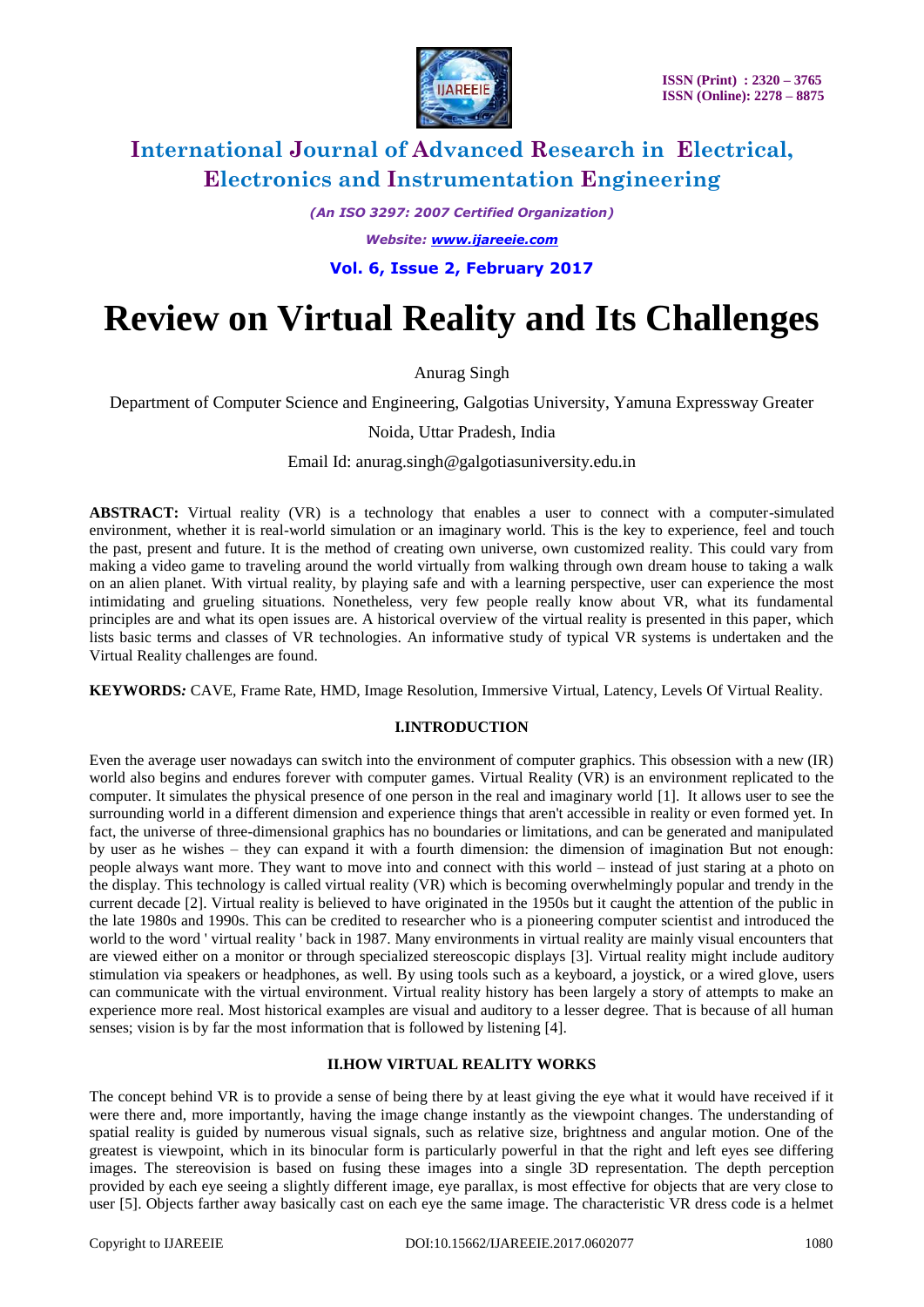# Review on Virtual Reality and Its Challenges

Anurag Singh

Department of Computer Science and Engineering, Galgotias University, Yamuna Expressway Greater Noida, Uttar Pradesh, India

Email Id: anurag.singh@galgotiasuniversity.edu.in

**ABSTRACT:** Virtual reality (VR) is a technology that enables a user to connect with a computer-simulated environment, whether it is real-world simulation or an imaginary world. This is the key to experience, feel and touch the past, present and future. It is the method of creating own universe, own customized reality. This could vary from making a video game to traveling around the world virtually from walking through own dream house to taking a walk on an alien planet. With virtual reality, by playing safe and with a learning perspective, user can experience the most intimidating and grueling situations. Nonetheless, very few people really know about VR, what its fundamental principles are and what its open issues are. A historical overview of the virtual reality is presented in this paper, which lists basic terms and classes of VR technologies. An informative study of typical VR systems is undertaken and the Virtual Reality challenges are found.

**KEYWORDS:** CAVE, Frame Rate, HMD, Image Resolution, Immersive Virtual, Latency, Levels Of Virtual Reality.

## I.INTRODUCTION

Even the average user nowadays can switch into the environment of computer graphics. This obsession with a new (IR) world also begins and endures forever with computer games. Virtual Reality (VR) is an environment replicated to the computer. It simulates the physical presence of one person in the real and imaginary world [1]. It allows user to see the surrounding world in a different dimension and experience things that aren't accessible in reality or even formed yet. In fact, the universe of three-dimensional graphics has no boundaries or limitations, and can be generated and manipulated by user as he wishes – they can expand it with a fourth dimension: the dimension of imagination But not enough: people always want more. They want to move into and connect with this world – instead of just staring at a photo on the display. This technology is called virtual reality (VR) which is becoming overwhelmingly popular and trendy in the current decade [2]. Virtual reality is believed to have originated in the 1950s but it caught the attention of the public in the late 1980s and 1990s. This can be credited to researcher who is a pioneering computer scientist and introduced the world to the word ' virtual reality ' back in 1987. Many environments in virtual reality are mainly visual encounters that are viewed either on a monitor or through specialized stereoscopic displays [3]. Virtual reality might include auditory stimulation via speakers or headphones, as well. By using tools such as a keyboard, a joystick, or a wired glove, users can communicate with the virtual environment. Virtual reality history has been largely a story of attempts to make an experience more real. Most historical examples are visual and auditory to a lesser degree. That is because of all human senses; vision is by far the most information that is followed by listening [4].

## II.HOW VIRTUAL REALITY WORKS

The concept behind VR is to provide a sense of being there by at least giving the eye what it would have received if it were there and, more importantly, having the image change instantly as the viewpoint changes. The understanding of spatial reality is guided by numerous visual signals, such as relative size, brightness and angular motion. One of the greatest is viewpoint, which in its binocular form is particularly powerful in that the right and left eyes see differing images. The stereovision is based on fusing these images into a single 3D representation. The depth perception provided by each eye seeing a slightly different image, eye parallax, is most effective for objects that are very close to user [5]. Objects farther away basically cast on each eye the same image. The characteristic VR dress code is a helmet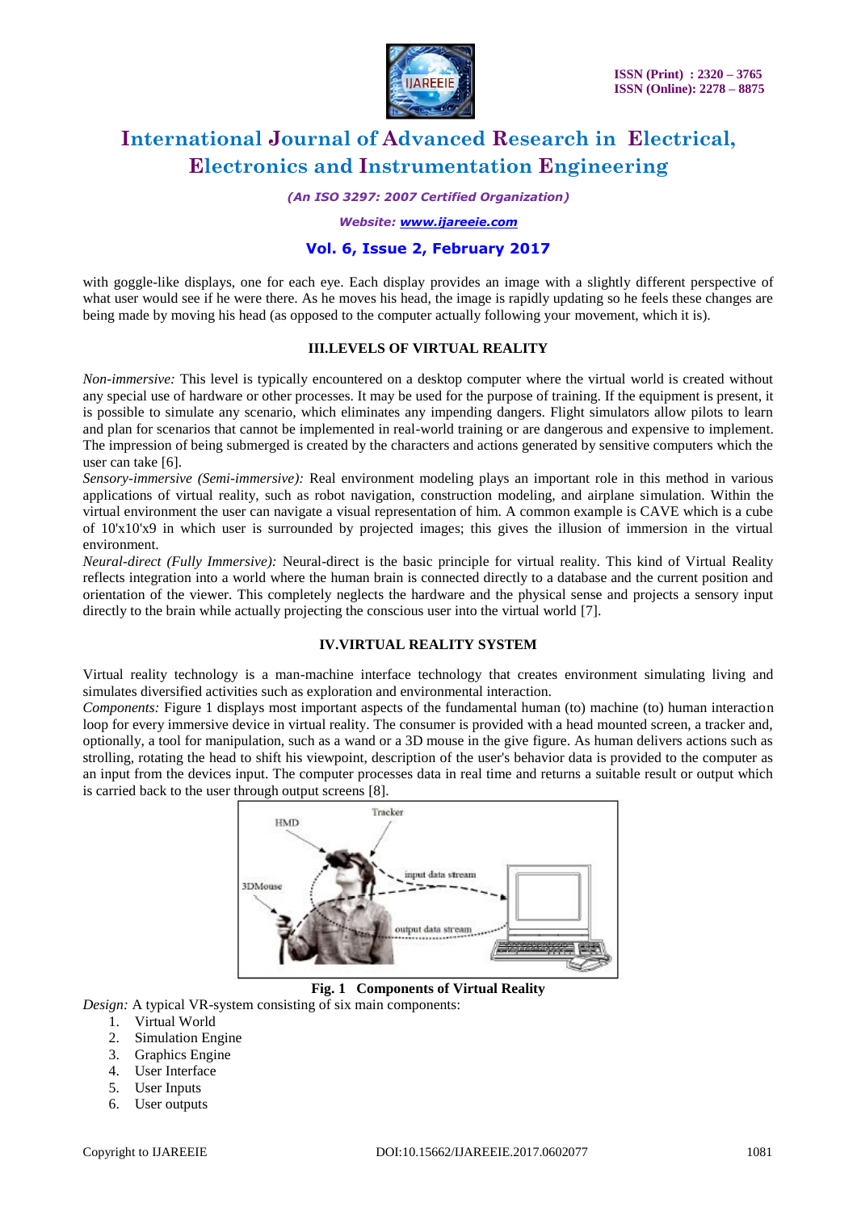with goggle-like displays, one for each eye. Each display provides an image with a slightly different perspective of what user would see if he were there. As he moves his head, the image is rapidly updating so he feels these changes are being made by moving his head (as opposed to the computer actually following your movement, which it is).

## III.LEVELS OF VIRTUAL REALITY

*Non-immersive:* This level is typically encountered on a desktop computer where the virtual world is created without any special use of hardware or other processes. It may be used for the purpose of training. If the equipment is present, it is possible to simulate any scenario, which eliminates any impending dangers. Flight simulators allow pilots to learn and plan for scenarios that cannot be implemented in real-world training or are dangerous and expensive to implement. The impression of being submerged is created by the characters and actions generated by sensitive computers which the user can take [6].

*Sensory-immersive (Semi-immersive):* Real environment modeling plays an important role in this method in various applications of virtual reality, such as robot navigation, construction modeling, and airplane simulation. Within the virtual environment the user can navigate a visual representation of him. A common example is CAVE which is a cube of 10'x10'x9 in which user is surrounded by projected images; this gives the illusion of immersion in the virtual environment.

*Neural-direct (Fully Immersive):* Neural-direct is the basic principle for virtual reality. This kind of Virtual Reality reflects integration into a world where the human brain is connected directly to a database and the current position and orientation of the viewer. This completely neglects the hardware and the physical sense and projects a sensory input directly to the brain while actually projecting the conscious user into the virtual world [7].

## IV.VIRTUAL REALITY SYSTEM

Virtual reality technology is a man-machine interface technology that creates environment simulating living and simulates diversified activities such as exploration and environmental interaction.

*Components:* Figure 1 displays most important aspects of the fundamental human (to) machine (to) human interaction loop for every immersive device in virtual reality. The consumer is provided with a head mounted screen, a tracker and, optionally, a tool for manipulation, such as a wand or a 3D mouse in the give figure. As human delivers actions such as strolling, rotating the head to shift his viewpoint, description of the user's behavior data is provided to the computer as an input from the devices input. The computer processes data in real time and returns a suitable result or output which is carried back to the user through output screens [8].

**Fig. 1 Components of Virtual Reality**

*Design:* A typical VR-system consisting of six main components:

1. Virtual World
2. Simulation Engine
3. Graphics Engine
4. User Interface
5. User Inputs
6. User outputs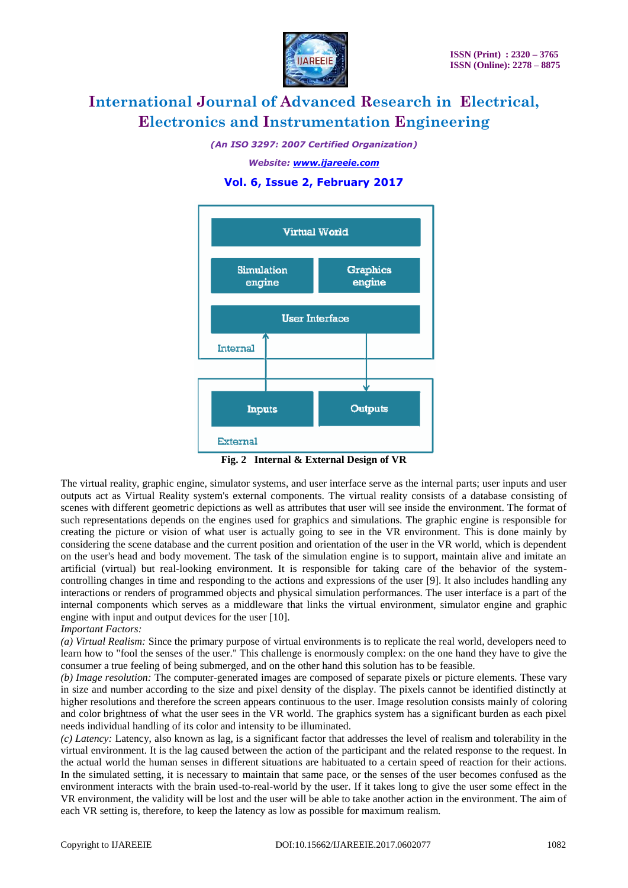Fig. 2 Internal & External Design of VR

The virtual reality, graphic engine, simulator systems, and user interface serve as the internal parts; user inputs and user outputs act as Virtual Reality system's external components. The virtual reality consists of a database consisting of scenes with different geometric depictions as well as attributes that user will see inside the environment. The format of such representations depends on the engines used for graphics and simulations. The graphic engine is responsible for creating the picture or vision of what user is actually going to see in the VR environment. This is done mainly by considering the scene database and the current position and orientation of the user in the VR world, which is dependent on the user's head and body movement. The task of the simulation engine is to support, maintain alive and imitate an artificial (virtual) but real-looking environment. It is responsible for taking care of the behavior of the system-controlling changes in time and responding to the actions and expressions of the user [9]. It also includes handling any interactions or renders of programmed objects and physical simulation performances. The user interface is a part of the internal components which serves as a middleware that links the virtual environment, simulator engine and graphic engine with input and output devices for the user [10].

*Important Factors:*

*(a) Virtual Realism:* Since the primary purpose of virtual environments is to replicate the real world, developers need to learn how to "fool the senses of the user." This challenge is enormously complex: on the one hand they have to give the consumer a true feeling of being submerged, and on the other hand this solution has to be feasible.

*(b) Image resolution:* The computer-generated images are composed of separate pixels or picture elements. These vary in size and number according to the size and pixel density of the display. The pixels cannot be identified distinctly at higher resolutions and therefore the screen appears continuous to the user. Image resolution consists mainly of coloring and color brightness of what the user sees in the VR world. The graphics system has a significant burden as each pixel needs individual handling of its color and intensity to be illuminated.

*(c) Latency:* Latency, also known as lag, is a significant factor that addresses the level of realism and tolerability in the virtual environment. It is the lag caused between the action of the participant and the related response to the request. In the actual world the human senses in different situations are habituated to a certain speed of reaction for their actions. In the simulated setting, it is necessary to maintain that same pace, or the senses of the user becomes confused as the environment interacts with the brain used-to-real-world by the user. If it takes long to give the user some effect in the VR environment, the validity will be lost and the user will be able to take another action in the environment. The aim of each VR setting is, therefore, to keep the latency as low as possible for maximum realism.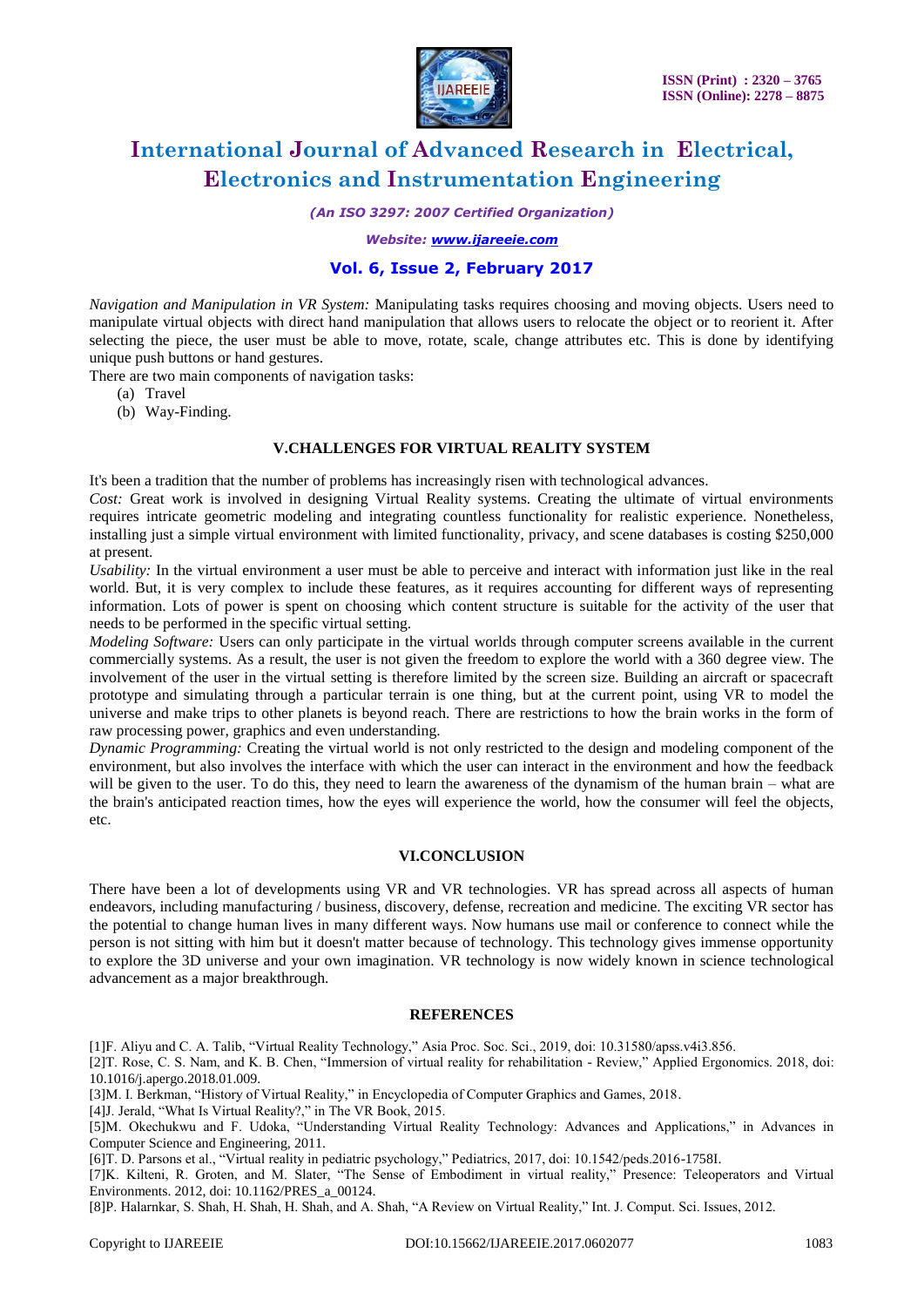*Navigation and Manipulation in VR System:* Manipulating tasks requires choosing and moving objects. Users need to manipulate virtual objects with direct hand manipulation that allows users to relocate the object or to reorient it. After selecting the piece, the user must be able to move, rotate, scale, change attributes etc. This is done by identifying unique push buttons or hand gestures.

There are two main components of navigation tasks:

(a) Travel

(b) Way-Finding.

## V.CHALLENGES FOR VIRTUAL REALITY SYSTEM

It's been a tradition that the number of problems has increasingly risen with technological advances.

*Cost:* Great work is involved in designing Virtual Reality systems. Creating the ultimate of virtual environments requires intricate geometric modeling and integrating countless functionality for realistic experience. Nonetheless, installing just a simple virtual environment with limited functionality, privacy, and scene databases is costing $250,000 at present.

*Usability:* In the virtual environment a user must be able to perceive and interact with information just like in the real world. But, it is very complex to include these features, as it requires accounting for different ways of representing information. Lots of power is spent on choosing which content structure is suitable for the activity of the user that needs to be performed in the specific virtual setting.

*Modeling Software:* Users can only participate in the virtual worlds through computer screens available in the current commercially systems. As a result, the user is not given the freedom to explore the world with a 360 degree view. The involvement of the user in the virtual setting is therefore limited by the screen size. Building an aircraft or spacecraft prototype and simulating through a particular terrain is one thing, but at the current point, using VR to model the universe and make trips to other planets is beyond reach. There are restrictions to how the brain works in the form of raw processing power, graphics and even understanding.

*Dynamic Programming:* Creating the virtual world is not only restricted to the design and modeling component of the environment, but also involves the interface with which the user can interact in the environment and how the feedback will be given to the user. To do this, they need to learn the awareness of the dynamism of the human brain – what are the brain's anticipated reaction times, how the eyes will experience the world, how the consumer will feel the objects, etc.

## VI.CONCLUSION

There have been a lot of developments using VR and VR technologies. VR has spread across all aspects of human endeavors, including manufacturing / business, discovery, defense, recreation and medicine. The exciting VR sector has the potential to change human lives in many different ways. Now humans use mail or conference to connect while the person is not sitting with him but it doesn't matter because of technology. This technology gives immense opportunity to explore the 3D universe and your own imagination. VR technology is now widely known in science technological advancement as a major breakthrough.

## REFERENCES

[1]F. Aliyu and C. A. Talib, "Virtual Reality Technology," Asia Proc. Soc. Sci., 2019, doi: 10.31580/apss.v4i3.856.

[2]T. Rose, C. S. Nam, and K. B. Chen, "Immersion of virtual reality for rehabilitation - Review," Applied Ergonomics. 2018, doi: 10.1016/j.apergo.2018.01.009.

[3]M. I. Berkman, "History of Virtual Reality," in Encyclopedia of Computer Graphics and Games, 2018.

[4]J. Jerald, "What Is Virtual Reality?," in The VR Book, 2015.

[5]M. Okechukwu and F. Udoka, "Understanding Virtual Reality Technology: Advances and Applications," in Advances in Computer Science and Engineering, 2011.

[6]T. D. Parsons et al., "Virtual reality in pediatric psychology," Pediatrics, 2017, doi: 10.1542/peds.2016-1758I.

[7]K. Kilteni, R. Groten, and M. Slater, "The Sense of Embodiment in virtual reality," Presence: Teleoperators and Virtual Environments. 2012, doi: 10.1162/PRES_a_00124.

[8]P. Halarnkar, S. Shah, H. Shah, H. Shah, and A. Shah, "A Review on Virtual Reality," Int. J. Comput. Sci. Issues, 2012.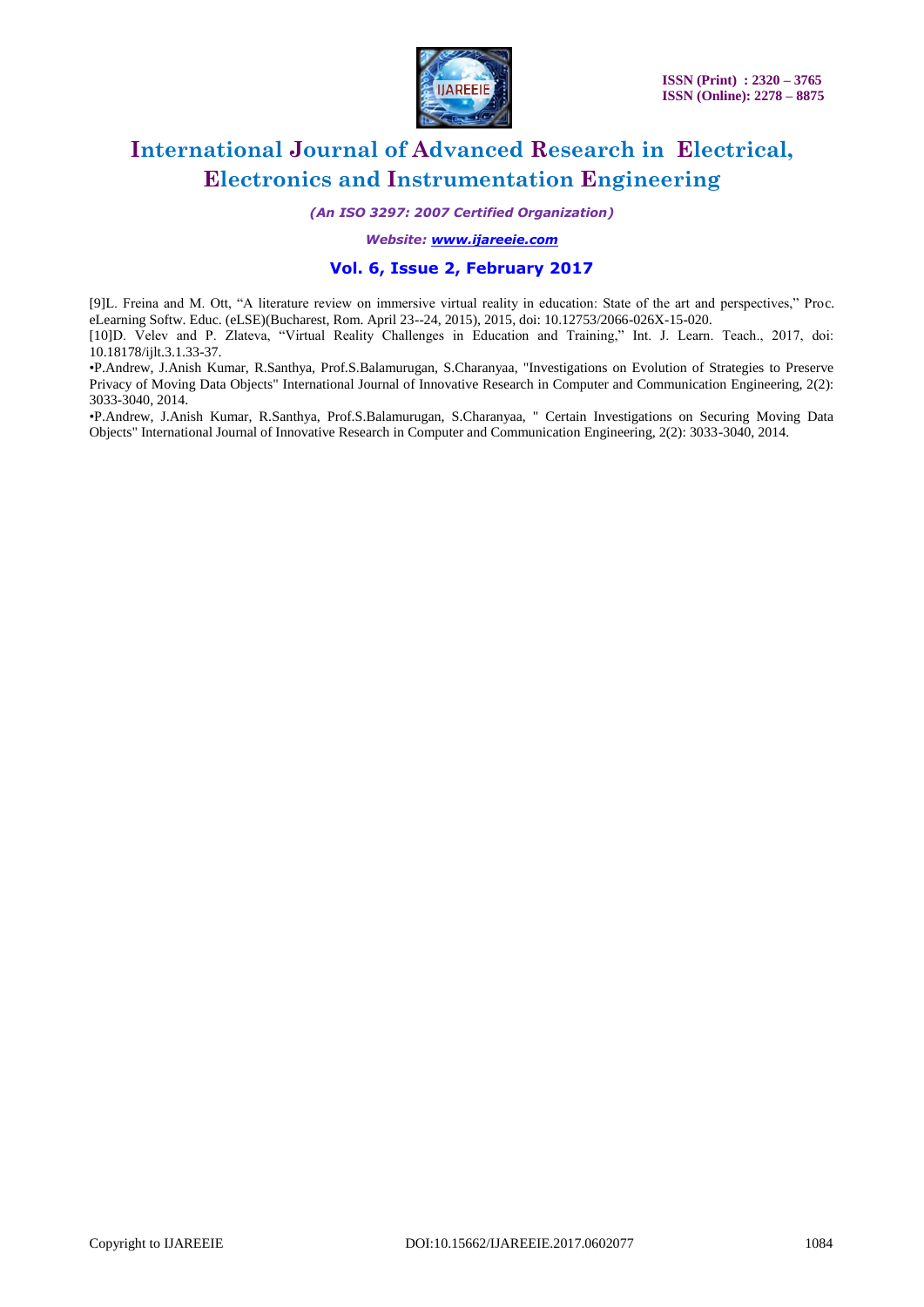[9]L. Freina and M. Ott, “A literature review on immersive virtual reality in education: State of the art and perspectives,” Proc. eLearning Softw. Educ. (eLSE)(Bucharest, Rom. April 23--24, 2015), 2015, doi: 10.12753/2066-026X-15-020.

[10]D. Velev and P. Zlateva, “Virtual Reality Challenges in Education and Training,” Int. J. Learn. Teach., 2017, doi: 10.18178/ijlt.3.1.33-37.

•P.Andrew, J.Anish Kumar, R.Santhya, Prof.S.Balamurugan, S.Charanyaa, "Investigations on Evolution of Strategies to Preserve Privacy of Moving Data Objects" International Journal of Innovative Research in Computer and Communication Engineering, 2(2): 3033-3040, 2014.

•P.Andrew, J.Anish Kumar, R.Santhya, Prof.S.Balamurugan, S.Charanyaa, " Certain Investigations on Securing Moving Data Objects" International Journal of Innovative Research in Computer and Communication Engineering, 2(2): 3033-3040, 2014.